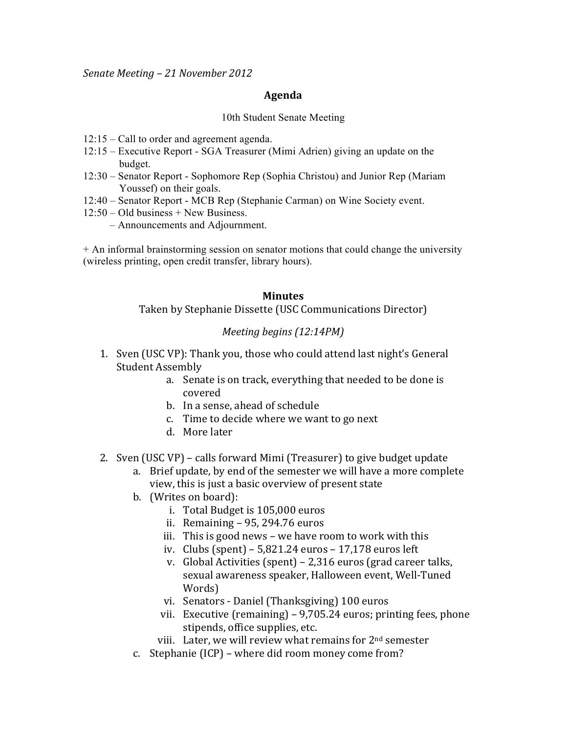*Senate Meeting – 21 November 2012*

## Agenda

10th Student Senate Meeting

12:15 – Call to order and agreement agenda.
12:15 – Executive Report - SGA Treasurer (Mimi Adrien) giving an update on the budget.
12:30 – Senator Report - Sophomore Rep (Sophia Christou) and Junior Rep (Mariam Youssef) on their goals.
12:40 – Senator Report - MCB Rep (Stephanie Carman) on Wine Society event.
12:50 – Old business + New Business.
– Announcements and Adjournment.

+ An informal brainstorming session on senator motions that could change the university (wireless printing, open credit transfer, library hours).

## Minutes

Taken by Stephanie Dissette (USC Communications Director)

*Meeting begins (12:14PM)*

1. Sven (USC VP): Thank you, those who could attend last night's General Student Assembly
    a. Senate is on track, everything that needed to be done is covered
    b. In a sense, ahead of schedule
    c. Time to decide where we want to go next
    d. More later

2. Sven (USC VP) – calls forward Mimi (Treasurer) to give budget update
    a. Brief update, by end of the semester we will have a more complete view, this is just a basic overview of present state
    b. (Writes on board):
        i. Total Budget is 105,000 euros
        ii. Remaining – 95, 294.76 euros
        iii. This is good news – we have room to work with this
        iv. Clubs (spent) – 5,821.24 euros – 17,178 euros left
        v. Global Activities (spent) – 2,316 euros (grad career talks, sexual awareness speaker, Halloween event, Well-Tuned Words)
        vi. Senators - Daniel (Thanksgiving) 100 euros
        vii. Executive (remaining) – 9,705.24 euros; printing fees, phone stipends, office supplies, etc.
        viii. Later, we will review what remains for 2nd semester
    c. Stephanie (ICP) – where did room money come from?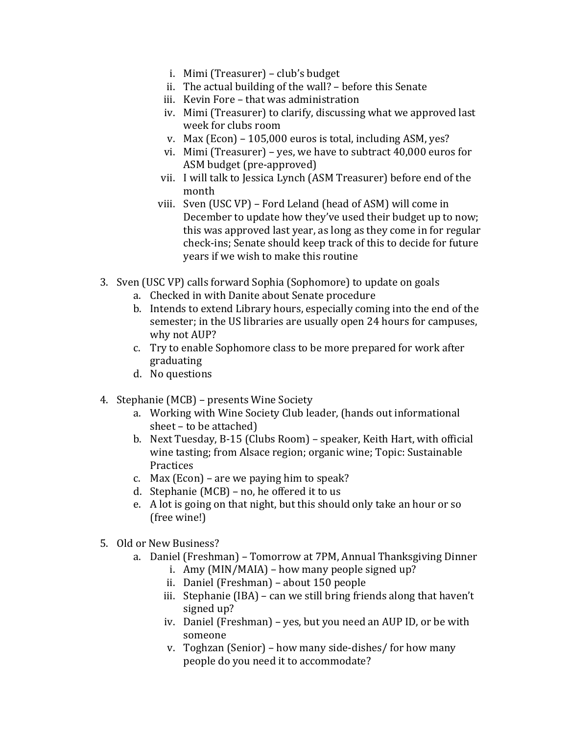i. Mimi (Treasurer) – club's budget
ii. The actual building of the wall? – before this Senate
iii. Kevin Fore – that was administration
iv. Mimi (Treasurer) to clarify, discussing what we approved last week for clubs room
v. Max (Econ) – 105,000 euros is total, including ASM, yes?
vi. Mimi (Treasurer) – yes, we have to subtract 40,000 euros for ASM budget (pre-approved)
vii. I will talk to Jessica Lynch (ASM Treasurer) before end of the month
viii. Sven (USC VP) – Ford Leland (head of ASM) will come in December to update how they've used their budget up to now; this was approved last year, as long as they come in for regular check-ins; Senate should keep track of this to decide for future years if we wish to make this routine

3. Sven (USC VP) calls forward Sophia (Sophomore) to update on goals
   a. Checked in with Danite about Senate procedure
   b. Intends to extend Library hours, especially coming into the end of the semester; in the US libraries are usually open 24 hours for campuses, why not AUP?
   c. Try to enable Sophomore class to be more prepared for work after graduating
   d. No questions

4. Stephanie (MCB) – presents Wine Society
   a. Working with Wine Society Club leader, (hands out informational sheet – to be attached)
   b. Next Tuesday, B-15 (Clubs Room) – speaker, Keith Hart, with official wine tasting; from Alsace region; organic wine; Topic: Sustainable Practices
   c. Max (Econ) – are we paying him to speak?
   d. Stephanie (MCB) – no, he offered it to us
   e. A lot is going on that night, but this should only take an hour or so (free wine!)

5. Old or New Business?
   a. Daniel (Freshman) – Tomorrow at 7PM, Annual Thanksgiving Dinner
      i. Amy (MIN/MAIA) – how many people signed up?
      ii. Daniel (Freshman) – about 150 people
      iii. Stephanie (IBA) – can we still bring friends along that haven't signed up?
      iv. Daniel (Freshman) – yes, but you need an AUP ID, or be with someone
      v. Toghzan (Senior) – how many side-dishes/ for how many people do you need it to accommodate?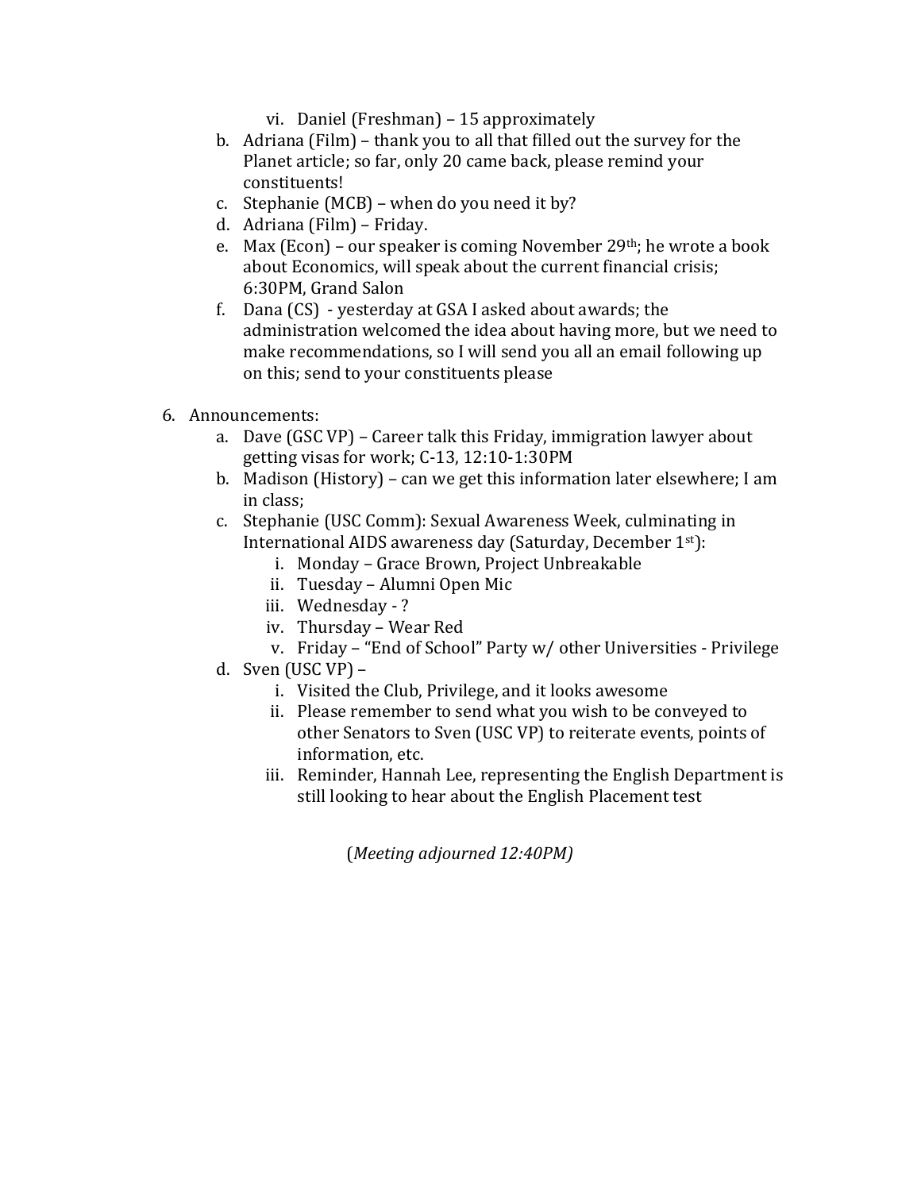vi. Daniel (Freshman) – 15 approximately

b. Adriana (Film) – thank you to all that filled out the survey for the Planet article; so far, only 20 came back, please remind your constituents!
c. Stephanie (MCB) – when do you need it by?
d. Adriana (Film) – Friday.
e. Max (Econ) – our speaker is coming November 29th; he wrote a book about Economics, will speak about the current financial crisis; 6:30PM, Grand Salon
f. Dana (CS) - yesterday at GSA I asked about awards; the administration welcomed the idea about having more, but we need to make recommendations, so I will send you all an email following up on this; send to your constituents please

6. Announcements:
   a. Dave (GSC VP) – Career talk this Friday, immigration lawyer about getting visas for work; C-13, 12:10-1:30PM
   b. Madison (History) – can we get this information later elsewhere; I am in class;
   c. Stephanie (USC Comm): Sexual Awareness Week, culminating in International AIDS awareness day (Saturday, December 1st):
      i. Monday – Grace Brown, Project Unbreakable
      ii. Tuesday – Alumni Open Mic
      iii. Wednesday - ?
      iv. Thursday – Wear Red
      v. Friday – "End of School" Party w/ other Universities - Privilege
   d. Sven (USC VP) –
      i. Visited the Club, Privilege, and it looks awesome
      ii. Please remember to send what you wish to be conveyed to other Senators to Sven (USC VP) to reiterate events, points of information, etc.
      iii. Reminder, Hannah Lee, representing the English Department is still looking to hear about the English Placement test

(*Meeting adjourned 12:40PM)*